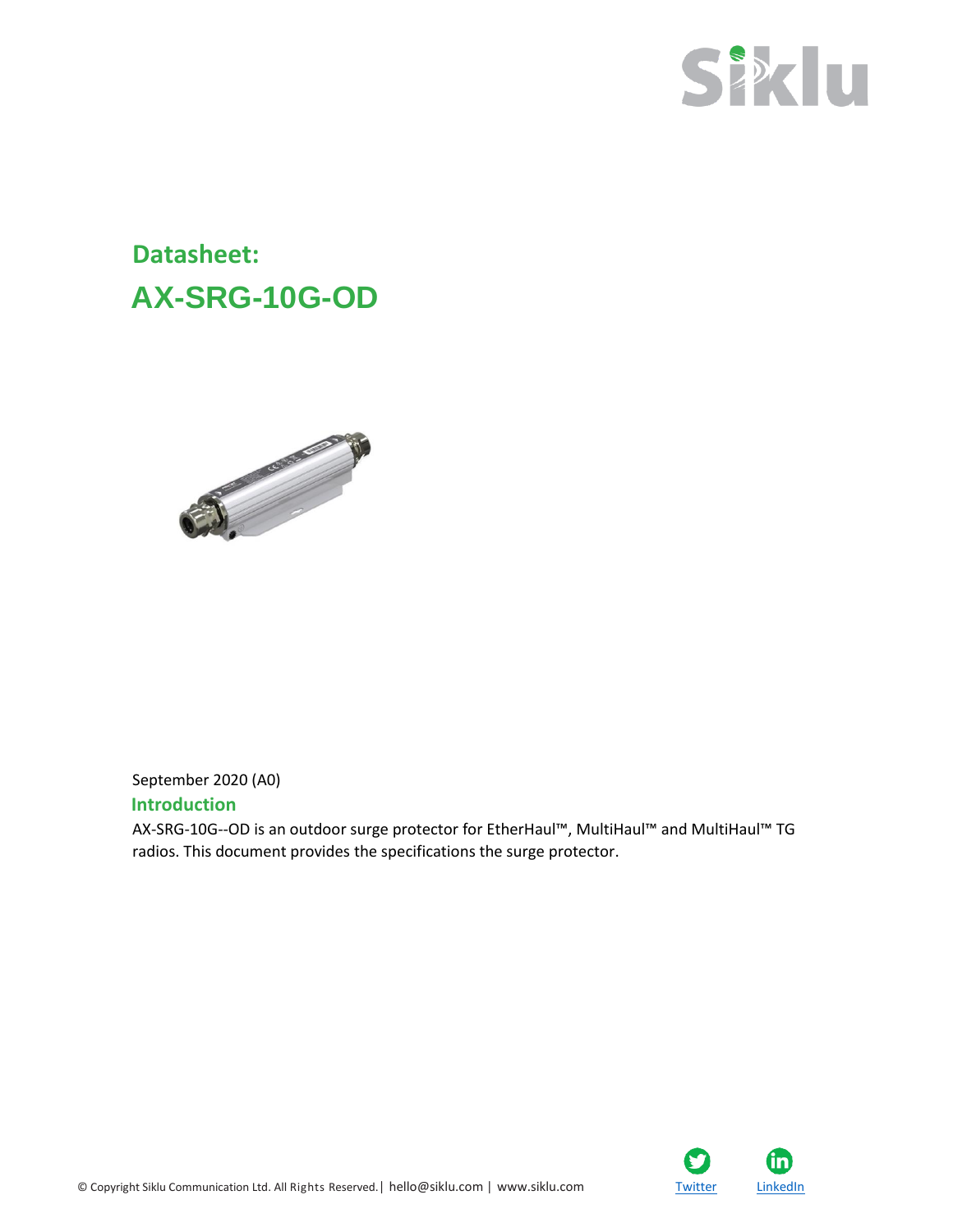# Datasheet:

# AX-SRG-10G-OD

September 2020 (A0)

## Introduction

AX-SRG-10G--OD is an outdoor surge protector for EtherHaul™, MultiHaul™ and MultiHaul™ TG radios. This document provides the specifications the surge protector.

© Copyright Siklu Communication Ltd. All Rights Reserved.| hello@siklu.com | www.siklu.com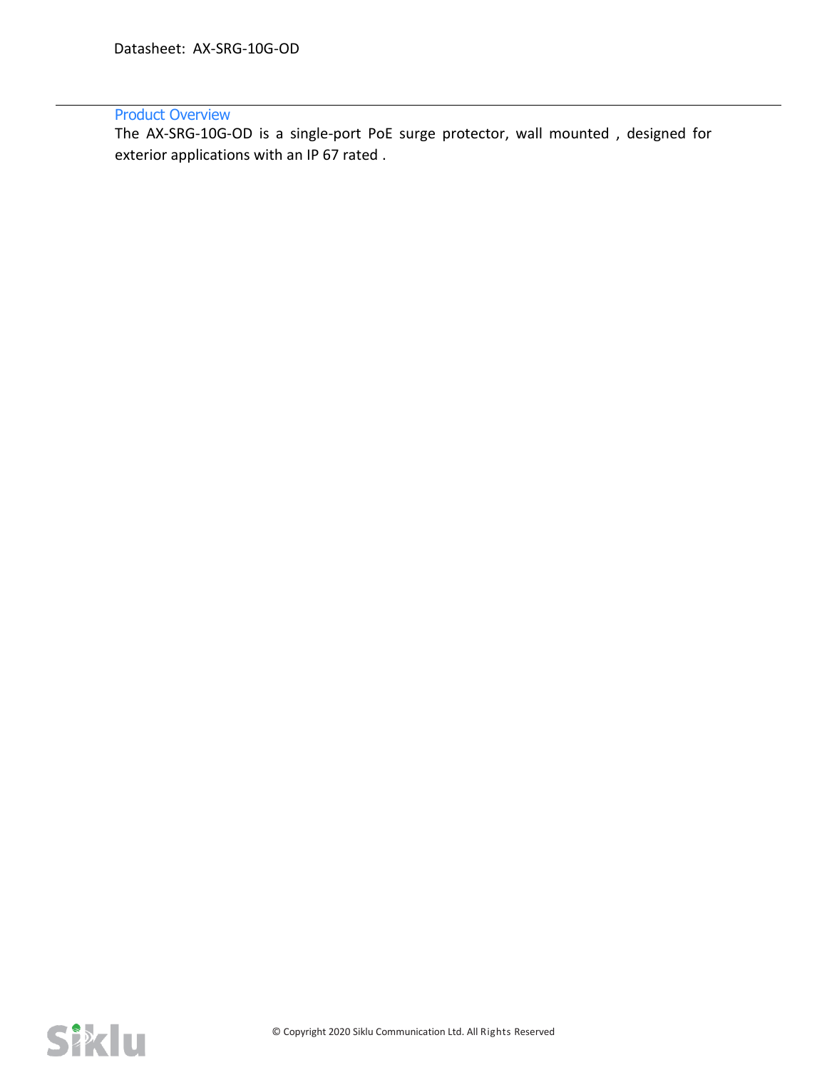## Product Overview

The AX-SRG-10G-OD is a single-port PoE surge protector, wall mounted , designed for exterior applications with an IP 67 rated .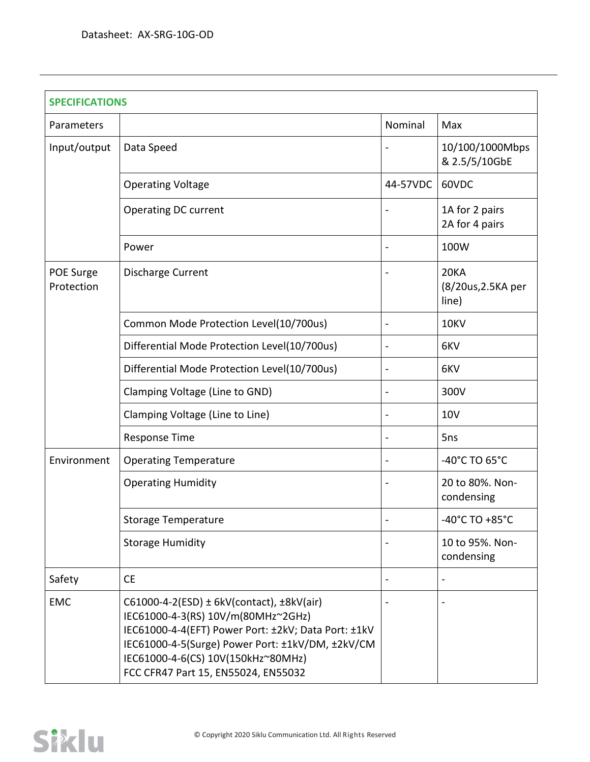| SPECIFICATIONS | | | |
|---|---|---|---|
| Parameters | | Nominal | Max |
| Input/output | Data Speed | - | 10/100/1000Mbps & 2.5/5/10GbE |
| | Operating Voltage | 44-57VDC | 60VDC |
| | Operating DC current | - | 1A for 2 pairs<br>2A for 4 pairs |
| | Power | - | 100W |
| POE Surge Protection | Discharge Current | - | 20KA (8/20us,2.5KA per line) |
| | Common Mode Protection Level(10/700us) | - | 10KV |
| | Differential Mode Protection Level(10/700us) | - | 6KV |
| | Differential Mode Protection Level(10/700us) | - | 6KV |
| | Clamping Voltage (Line to GND) | - | 300V |
| | Clamping Voltage (Line to Line) | - | 10V |
| | Response Time | - | 5ns |
| Environment | Operating Temperature | - | -40°C TO 65°C |
| | Operating Humidity | - | 20 to 80%. Non-condensing |
| | Storage Temperature | - | -40°C TO +85°C |
| | Storage Humidity | - | 10 to 95%. Non-condensing |
| Safety | CE | - | - |
| EMC | C61000-4-2(ESD) ± 6kV(contact), ±8kV(air)<br>IEC61000-4-3(RS) 10V/m(80MHz~2GHz)<br>IEC61000-4-4(EFT) Power Port: ±2kV; Data Port: ±1kV<br>IEC61000-4-5(Surge) Power Port: ±1kV/DM, ±2kV/CM<br>IEC61000-4-6(CS) 10V(150kHz~80MHz)<br>FCC CFR47 Part 15, EN55024, EN55032 | - | - |

© Copyright 2020 Siklu Communication Ltd. All Rights Reserved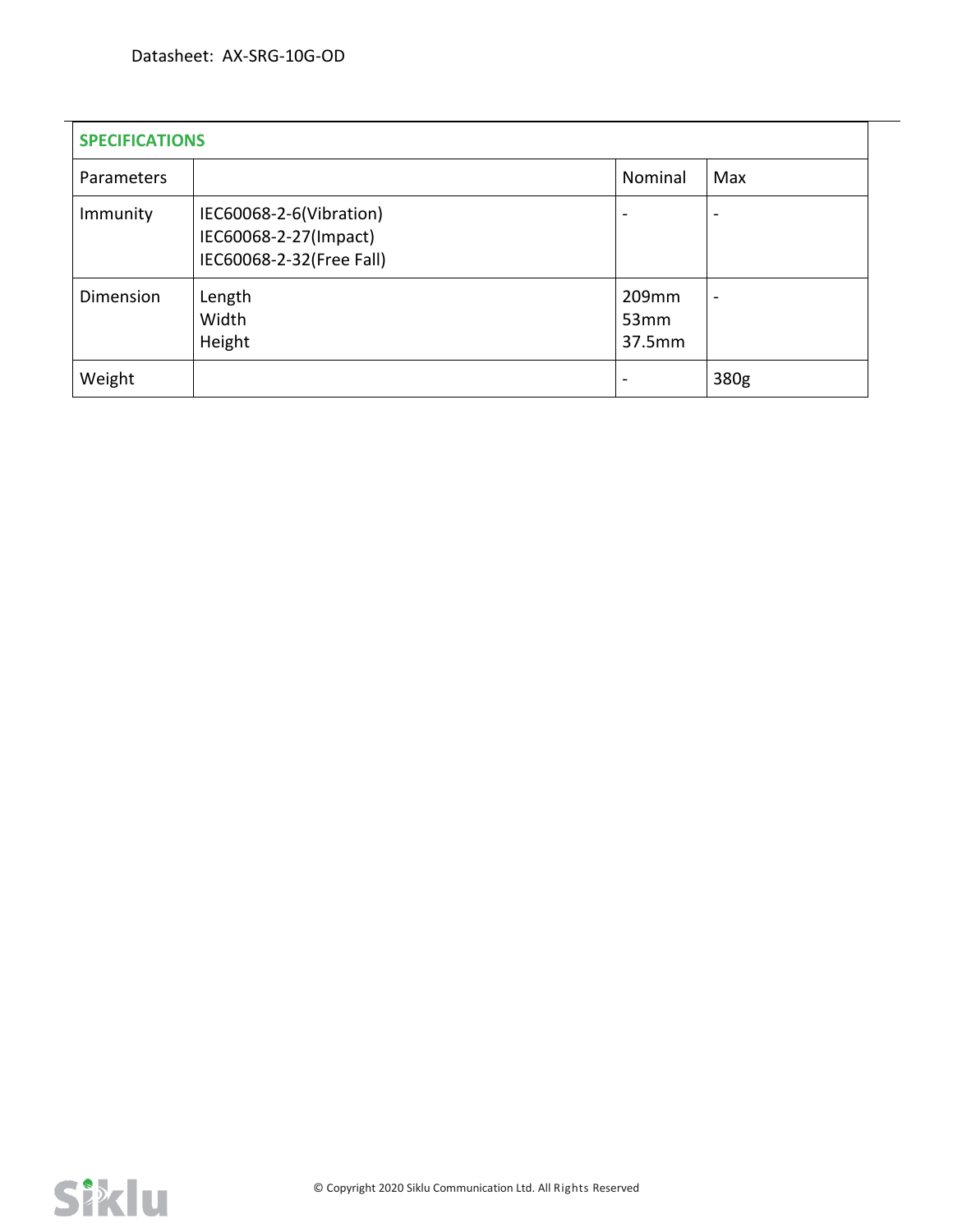| SPECIFICATIONS | | | |
| --- | --- | --- | --- |
| Parameters | | Nominal | Max |
| Immunity | IEC60068-2-6(Vibration)<br>IEC60068-2-27(Impact)<br>IEC60068-2-32(Free Fall) | - | - |
| Dimension | Length<br>Width<br>Height | 209mm<br>53mm<br>37.5mm | - |
| Weight | | - | 380g |